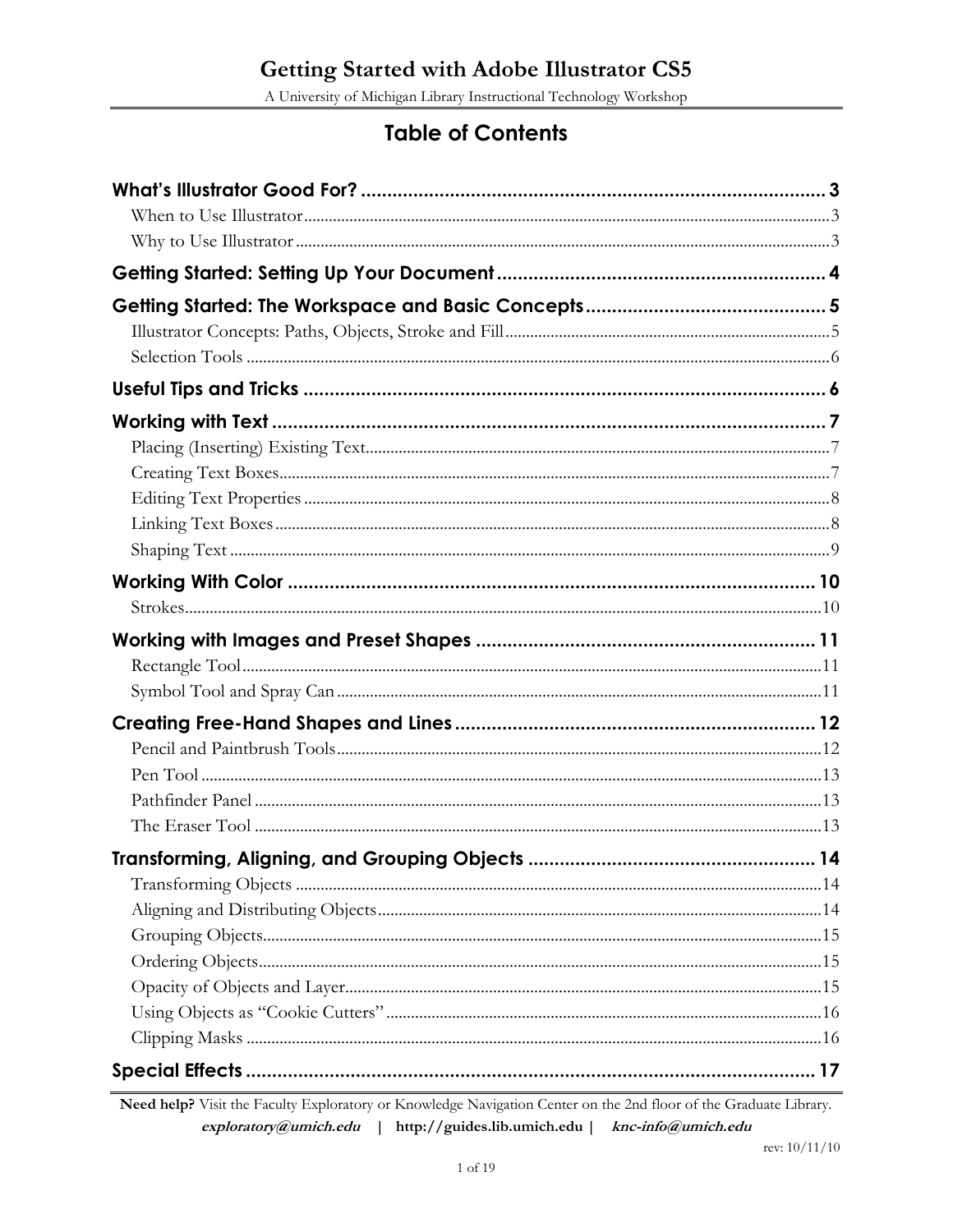# Getting Started with Adobe Illustrator CS5

A University of Michigan Library Instructional Technology Workshop

## Table of Contents

**What's Illustrator Good For? ........................................................................................ 3**

When to Use Illustrator ........................................................................................ 3

Why to Use Illustrator ........................................................................................ 3

**Getting Started: Setting Up Your Document ........................................................................................ 4**

**Getting Started: The Workspace and Basic Concepts ........................................................................................ 5**

Illustrator Concepts: Paths, Objects, Stroke and Fill ........................................................................................ 5

Selection Tools ........................................................................................ 6

**Useful Tips and Tricks ........................................................................................ 6**

**Working with Text ........................................................................................ 7**

Placing (Inserting) Existing Text ........................................................................................ 7

Creating Text Boxes ........................................................................................ 7

Editing Text Properties ........................................................................................ 8

Linking Text Boxes ........................................................................................ 8

Shaping Text ........................................................................................ 9

**Working With Color ........................................................................................ 10**

Strokes ........................................................................................ 10

**Working with Images and Preset Shapes ........................................................................................ 11**

Rectangle Tool ........................................................................................ 11

Symbol Tool and Spray Can ........................................................................................ 11

**Creating Free-Hand Shapes and Lines ........................................................................................ 12**

Pencil and Paintbrush Tools ........................................................................................ 12

Pen Tool ........................................................................................ 13

Pathfinder Panel ........................................................................................ 13

The Eraser Tool ........................................................................................ 13

**Transforming, Aligning, and Grouping Objects ........................................................................................ 14**

Transforming Objects ........................................................................................ 14

Aligning and Distributing Objects ........................................................................................ 14

Grouping Objects ........................................................................................ 15

Ordering Objects ........................................................................................ 15

Opacity of Objects and Layer ........................................................................................ 15

Using Objects as "Cookie Cutters" ........................................................................................ 16

Clipping Masks ........................................................................................ 16

**Special Effects ........................................................................................ 17**

**Need help?** Visit the Faculty Exploratory or Knowledge Navigation Center on the 2nd floor of the Graduate Library.

***exploratory@umich.edu*** | **http://guides.lib.umich.edu** | ***knc-info@umich.edu***

rev: 10/11/10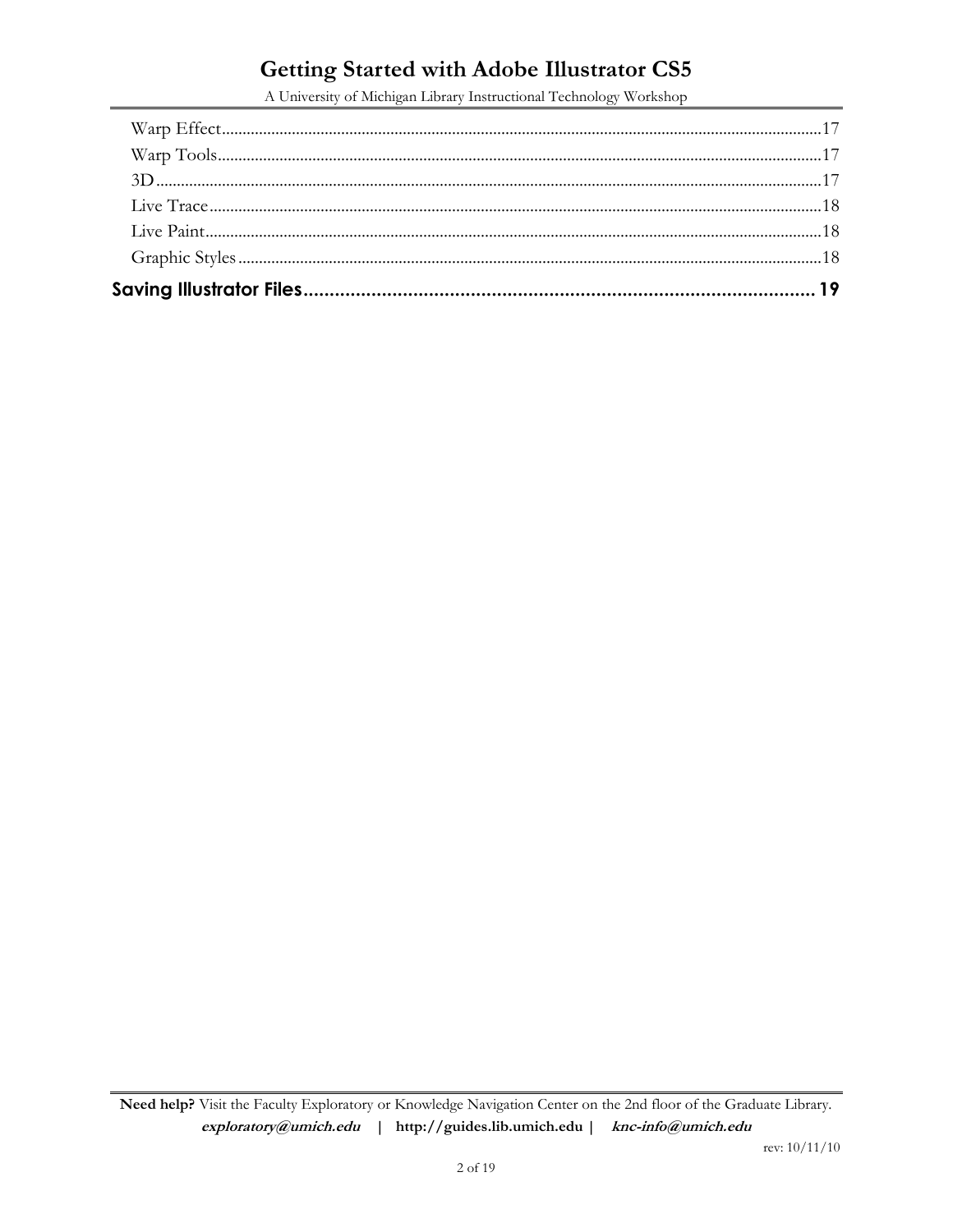Warp Effect.....17
Warp Tools.....17
3D.....17
Live Trace.....18
Live Paint.....18
Graphic Styles.....18

**Saving Illustrator Files.....19**

**Need help?** Visit the Faculty Exploratory or Knowledge Navigation Center on the 2nd floor of the Graduate Library.
***exploratory@umich.edu*** | **http://guides.lib.umich.edu** | ***knc-info@umich.edu***

rev: 10/11/10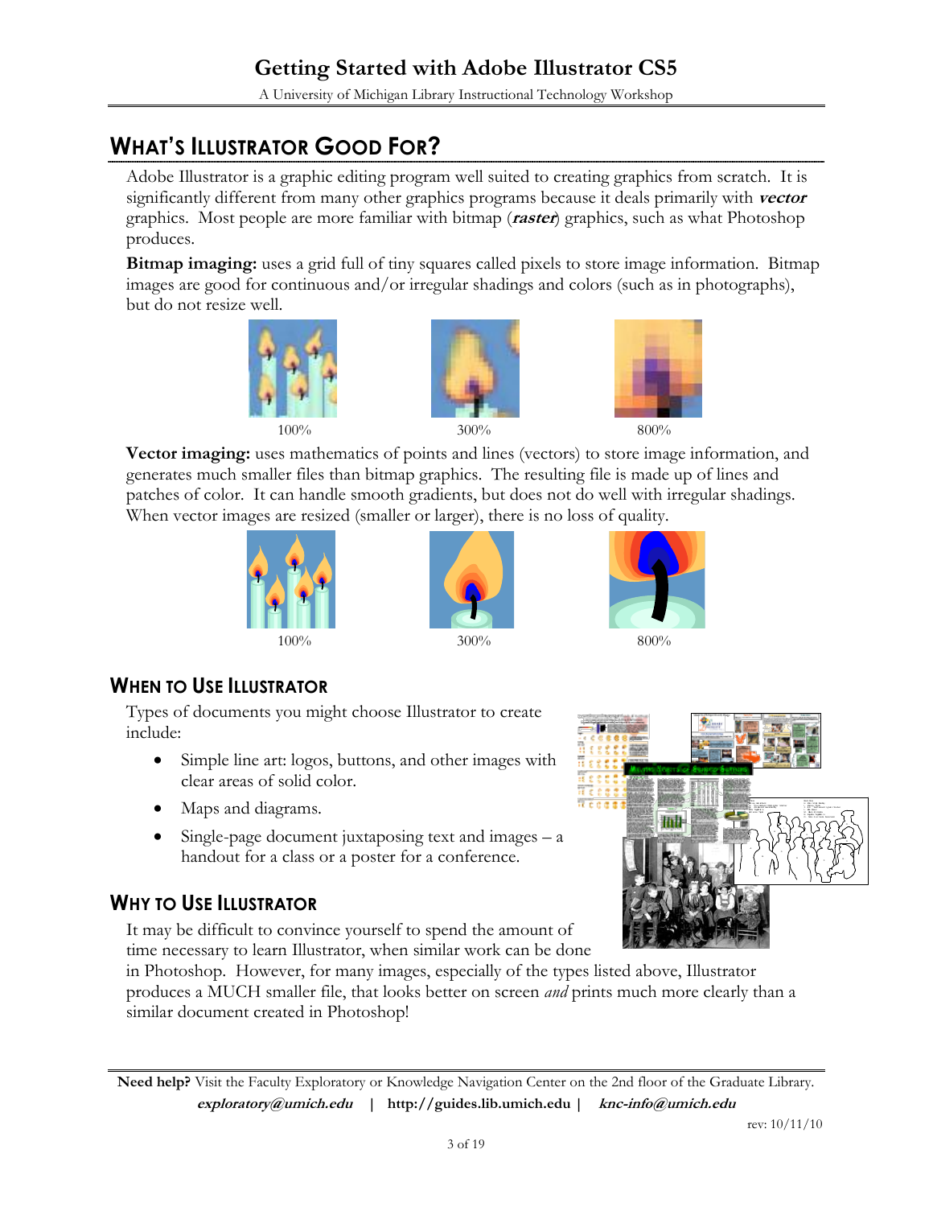## What's Illustrator Good For?

Adobe Illustrator is a graphic editing program well suited to creating graphics from scratch. It is significantly different from many other graphics programs because it deals primarily with ***vector*** graphics. Most people are more familiar with bitmap (***raster***) graphics, such as what Photoshop produces.

**Bitmap imaging:** uses a grid full of tiny squares called pixels to store image information. Bitmap images are good for continuous and/or irregular shadings and colors (such as in photographs), but do not resize well.

100%　　300%　　800%

**Vector imaging:** uses mathematics of points and lines (vectors) to store image information, and generates much smaller files than bitmap graphics. The resulting file is made up of lines and patches of color. It can handle smooth gradients, but does not do well with irregular shadings. When vector images are resized (smaller or larger), there is no loss of quality.

100%　　300%　　800%

### When to Use Illustrator

Types of documents you might choose Illustrator to create include:

- Simple line art: logos, buttons, and other images with clear areas of solid color.
- Maps and diagrams.
- Single-page document juxtaposing text and images – a handout for a class or a poster for a conference.

### Why to Use Illustrator

It may be difficult to convince yourself to spend the amount of time necessary to learn Illustrator, when similar work can be done in Photoshop. However, for many images, especially of the types listed above, Illustrator produces a MUCH smaller file, that looks better on screen *and* prints much more clearly than a similar document created in Photoshop!

**Need help?** Visit the Faculty Exploratory or Knowledge Navigation Center on the 2nd floor of the Graduate Library.
***exploratory@umich.edu*** | **http://guides.lib.umich.edu** | ***knc-info@umich.edu***

rev: 10/11/10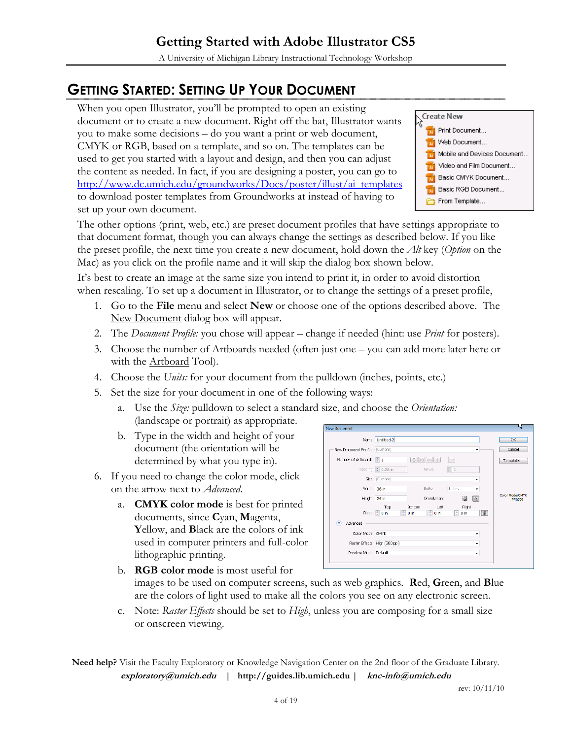## Getting Started: Setting Up Your Document

When you open Illustrator, you'll be prompted to open an existing document or to create a new document. Right off the bat, Illustrator wants you to make some decisions – do you want a print or web document, CMYK or RGB, based on a template, and so on. The templates can be used to get you started with a layout and design, and then you can adjust the content as needed. In fact, if you are designing a poster, you can go to http://www.dc.umich.edu/groundworks/Docs/poster/illust/ai_templates to download poster templates from Groundworks at instead of having to set up your own document.

The other options (print, web, etc.) are preset document profiles that have settings appropriate to that document format, though you can always change the settings as described below. If you like the preset profile, the next time you create a new document, hold down the *Alt* key (*Option* on the Mac) as you click on the profile name and it will skip the dialog box shown below.

It's best to create an image at the same size you intend to print it, in order to avoid distortion when rescaling. To set up a document in Illustrator, or to change the settings of a preset profile,

1. Go to the **File** menu and select **New** or choose one of the options described above. The New Document dialog box will appear.
2. The *Document Profile:* you chose will appear – change if needed (hint: use *Print* for posters).
3. Choose the number of Artboards needed (often just one – you can add more later here or with the Artboard Tool).
4. Choose the *Units:* for your document from the pulldown (inches, points, etc.)
5. Set the size for your document in one of the following ways:
   a. Use the *Size:* pulldown to select a standard size, and choose the *Orientation:* (landscape or portrait) as appropriate.
   b. Type in the width and height of your document (the orientation will be determined by what you type in).
6. If you need to change the color mode, click on the arrow next to *Advanced.*
   a. **CMYK color mode** is best for printed documents, since **C**yan, **M**agenta, **Y**ellow, and **B**lack are the colors of ink used in computer printers and full-color lithographic printing.
   b. **RGB color mode** is most useful for images to be used on computer screens, such as web graphics. **R**ed, **G**reen, and **B**lue are the colors of light used to make all the colors you see on any electronic screen.
   c. Note: *Raster Effects* should be set to *High*, unless you are composing for a small size or onscreen viewing.

**Need help?** Visit the Faculty Exploratory or Knowledge Navigation Center on the 2nd floor of the Graduate Library.
***exploratory@umich.edu*** | **http://guides.lib.umich.edu** | ***knc-info@umich.edu***

rev: 10/11/10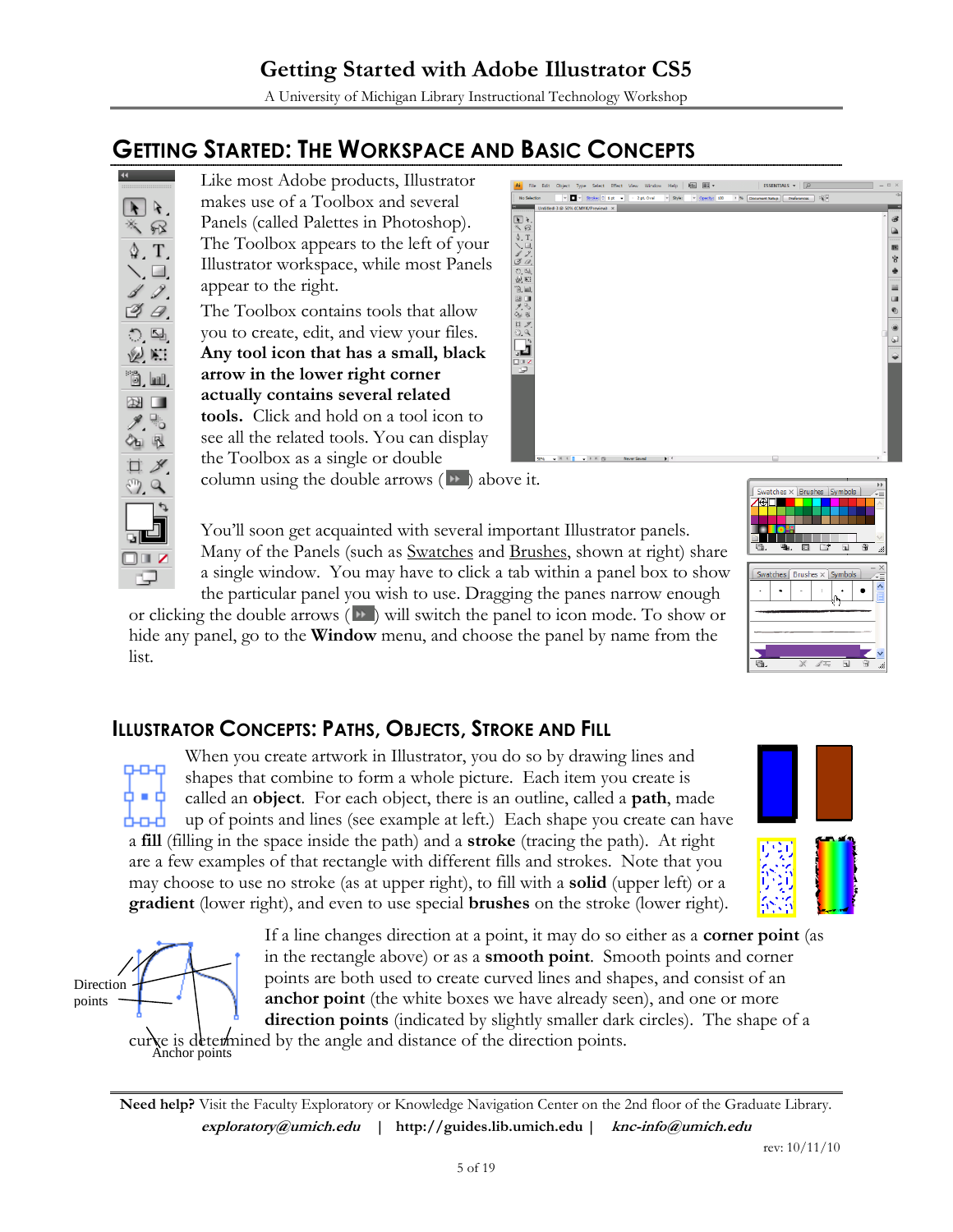## GETTING STARTED: THE WORKSPACE AND BASIC CONCEPTS

Like most Adobe products, Illustrator makes use of a Toolbox and several Panels (called Palettes in Photoshop). The Toolbox appears to the left of your Illustrator workspace, while most Panels appear to the right.

The Toolbox contains tools that allow you to create, edit, and view your files. **Any tool icon that has a small, black arrow in the lower right corner actually contains several related tools.** Click and hold on a tool icon to see all the related tools. You can display the Toolbox as a single or double column using the double arrows ( ) above it.

You'll soon get acquainted with several important Illustrator panels. Many of the Panels (such as Swatches and Brushes, shown at right) share a single window. You may have to click a tab within a panel box to show the particular panel you wish to use. Dragging the panes narrow enough or clicking the double arrows ( ) will switch the panel to icon mode. To show or hide any panel, go to the **Window** menu, and choose the panel by name from the list.

## ILLUSTRATOR CONCEPTS: PATHS, OBJECTS, STROKE AND FILL

When you create artwork in Illustrator, you do so by drawing lines and shapes that combine to form a whole picture. Each item you create is called an **object**. For each object, there is an outline, called a **path**, made up of points and lines (see example at left.) Each shape you create can have a **fill** (filling in the space inside the path) and a **stroke** (tracing the path). At right are a few examples of that rectangle with different fills and strokes. Note that you may choose to use no stroke (as at upper right), to fill with a **solid** (upper left) or a **gradient** (lower right), and even to use special **brushes** on the stroke (lower right).

If a line changes direction at a point, it may do so either as a **corner point** (as in the rectangle above) or as a **smooth point**. Smooth points and corner points are both used to create curved lines and shapes, and consist of an **anchor point** (the white boxes we have already seen), and one or more **direction points** (indicated by slightly smaller dark circles). The shape of a curve is determined by the angle and distance of the direction points.

Direction points

Anchor points

**Need help?** Visit the Faculty Exploratory or Knowledge Navigation Center on the 2nd floor of the Graduate Library.
***exploratory@umich.edu*** | **http://guides.lib.umich.edu** | ***knc-info@umich.edu***

rev: 10/11/10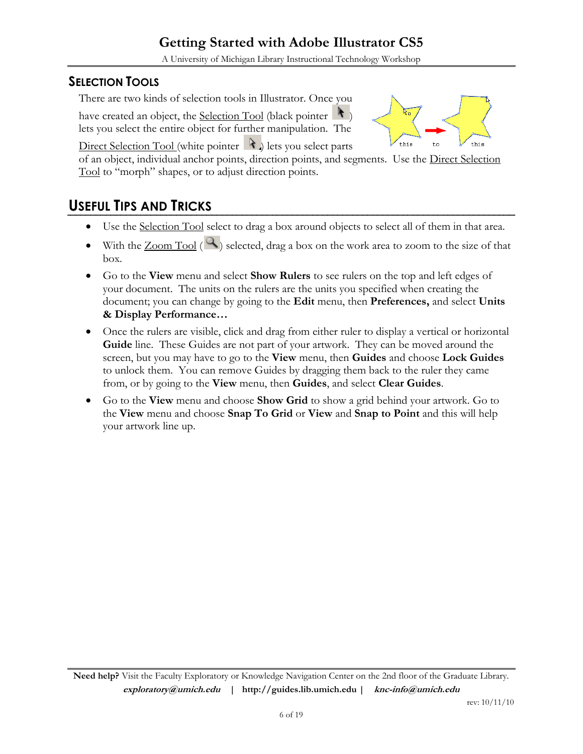## SELECTION TOOLS

There are two kinds of selection tools in Illustrator. Once you have created an object, the Selection Tool (black pointer ) lets you select the entire object for further manipulation. The Direct Selection Tool (white pointer ) lets you select parts of an object, individual anchor points, direction points, and segments. Use the Direct Selection Tool to "morph" shapes, or to adjust direction points.

## USEFUL TIPS AND TRICKS

- Use the Selection Tool select to drag a box around objects to select all of them in that area.
- With the Zoom Tool ( ) selected, drag a box on the work area to zoom to the size of that box.
- Go to the **View** menu and select **Show Rulers** to see rulers on the top and left edges of your document. The units on the rulers are the units you specified when creating the document; you can change by going to the **Edit** menu, then **Preferences,** and select **Units & Display Performance…**
- Once the rulers are visible, click and drag from either ruler to display a vertical or horizontal **Guide** line. These Guides are not part of your artwork. They can be moved around the screen, but you may have to go to the **View** menu, then **Guides** and choose **Lock Guides** to unlock them. You can remove Guides by dragging them back to the ruler they came from, or by going to the **View** menu, then **Guides**, and select **Clear Guides**.
- Go to the **View** menu and choose **Show Grid** to show a grid behind your artwork. Go to the **View** menu and choose **Snap To Grid** or **View** and **Snap to Point** and this will help your artwork line up.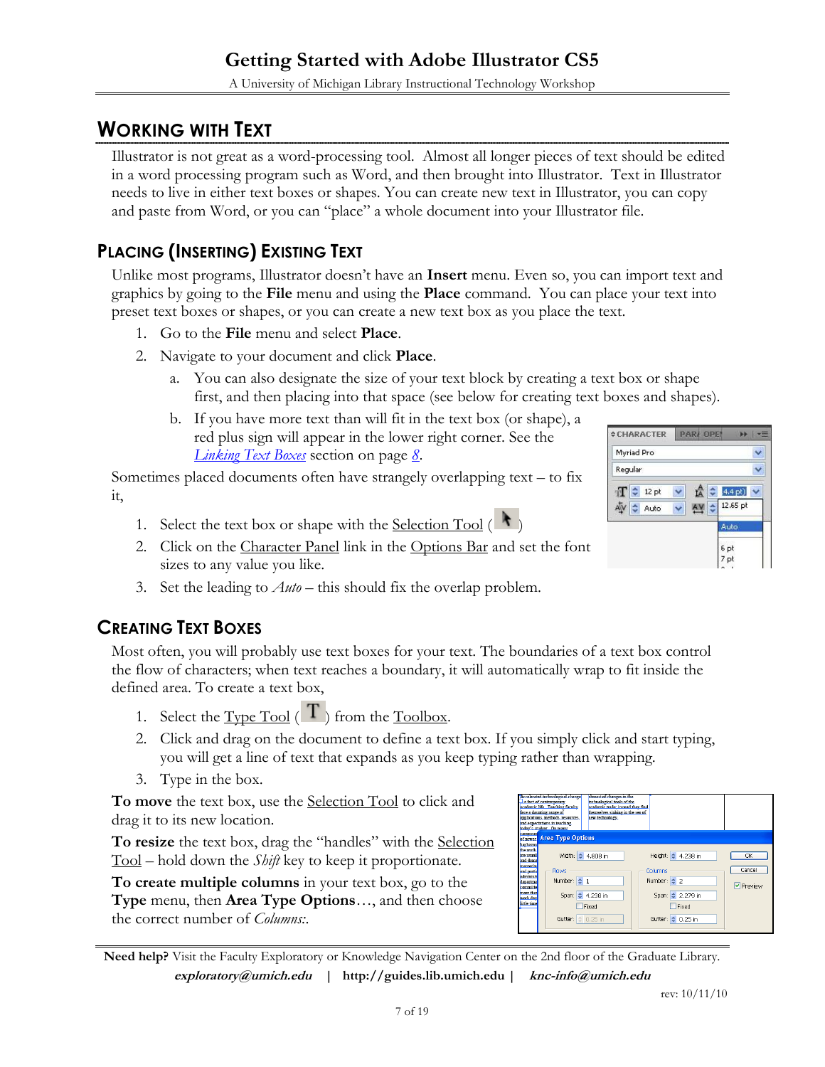## Working with Text

Illustrator is not great as a word-processing tool. Almost all longer pieces of text should be edited in a word processing program such as Word, and then brought into Illustrator. Text in Illustrator needs to live in either text boxes or shapes. You can create new text in Illustrator, you can copy and paste from Word, or you can "place" a whole document into your Illustrator file.

## Placing (Inserting) Existing Text

Unlike most programs, Illustrator doesn't have an **Insert** menu. Even so, you can import text and graphics by going to the **File** menu and using the **Place** command. You can place your text into preset text boxes or shapes, or you can create a new text box as you place the text.

1. Go to the **File** menu and select **Place**.
2. Navigate to your document and click **Place**.
   a. You can also designate the size of your text block by creating a text box or shape first, and then placing into that space (see below for creating text boxes and shapes).
   b. If you have more text than will fit in the text box (or shape), a red plus sign will appear in the lower right corner. See the *Linking Text Boxes* section on page *8*.

Sometimes placed documents often have strangely overlapping text – to fix it,

1. Select the text box or shape with the Selection Tool ( )
2. Click on the Character Panel link in the Options Bar and set the font sizes to any value you like.
3. Set the leading to *Auto* – this should fix the overlap problem.

## Creating Text Boxes

Most often, you will probably use text boxes for your text. The boundaries of a text box control the flow of characters; when text reaches a boundary, it will automatically wrap to fit inside the defined area. To create a text box,

1. Select the Type Tool ( ) from the Toolbox.
2. Click and drag on the document to define a text box. If you simply click and start typing, you will get a line of text that expands as you keep typing rather than wrapping.
3. Type in the box.

**To move** the text box, use the Selection Tool to click and drag it to its new location.

**To resize** the text box, drag the "handles" with the Selection Tool – hold down the *Shift* key to keep it proportionate.

**To create multiple columns** in your text box, go to the **Type** menu, then **Area Type Options**…, and then choose the correct number of *Columns*:.

**Need help?** Visit the Faculty Exploratory or Knowledge Navigation Center on the 2nd floor of the Graduate Library.
***exploratory@umich.edu*** | **http://guides.lib.umich.edu** | ***knc-info@umich.edu***

rev: 10/11/10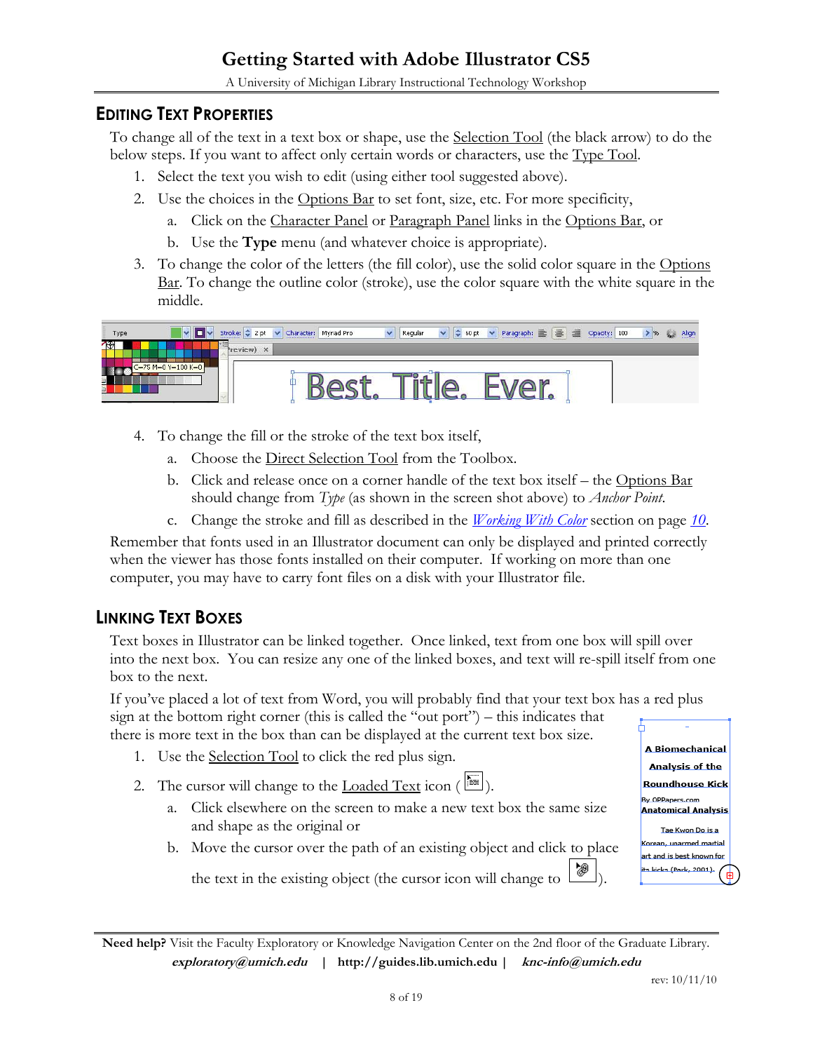## EDITING TEXT PROPERTIES

To change all of the text in a text box or shape, use the Selection Tool (the black arrow) to do the below steps. If you want to affect only certain words or characters, use the Type Tool.

1. Select the text you wish to edit (using either tool suggested above).
2. Use the choices in the Options Bar to set font, size, etc. For more specificity,
   a. Click on the Character Panel or Paragraph Panel links in the Options Bar, or
   b. Use the **Type** menu (and whatever choice is appropriate).
3. To change the color of the letters (the fill color), use the solid color square in the Options Bar. To change the outline color (stroke), use the color square with the white square in the middle.
4. To change the fill or the stroke of the text box itself,
   a. Choose the Direct Selection Tool from the Toolbox.
   b. Click and release once on a corner handle of the text box itself – the Options Bar should change from *Type* (as shown in the screen shot above) to *Anchor Point*.
   c. Change the stroke and fill as described in the *Working With Color* section on page *10*.

Remember that fonts used in an Illustrator document can only be displayed and printed correctly when the viewer has those fonts installed on their computer. If working on more than one computer, you may have to carry font files on a disk with your Illustrator file.

## LINKING TEXT BOXES

Text boxes in Illustrator can be linked together. Once linked, text from one box will spill over into the next box. You can resize any one of the linked boxes, and text will re-spill itself from one box to the next.

If you've placed a lot of text from Word, you will probably find that your text box has a red plus sign at the bottom right corner (this is called the "out port") – this indicates that there is more text in the box than can be displayed at the current text box size.

1. Use the Selection Tool to click the red plus sign.
2. The cursor will change to the Loaded Text icon ( ).
   a. Click elsewhere on the screen to make a new text box the same size and shape as the original or
   b. Move the cursor over the path of an existing object and click to place the text in the existing object (the cursor icon will change to ).

**Need help?** Visit the Faculty Exploratory or Knowledge Navigation Center on the 2nd floor of the Graduate Library.
***exploratory@umich.edu*** | **http://guides.lib.umich.edu** | ***knc-info@umich.edu***

rev: 10/11/10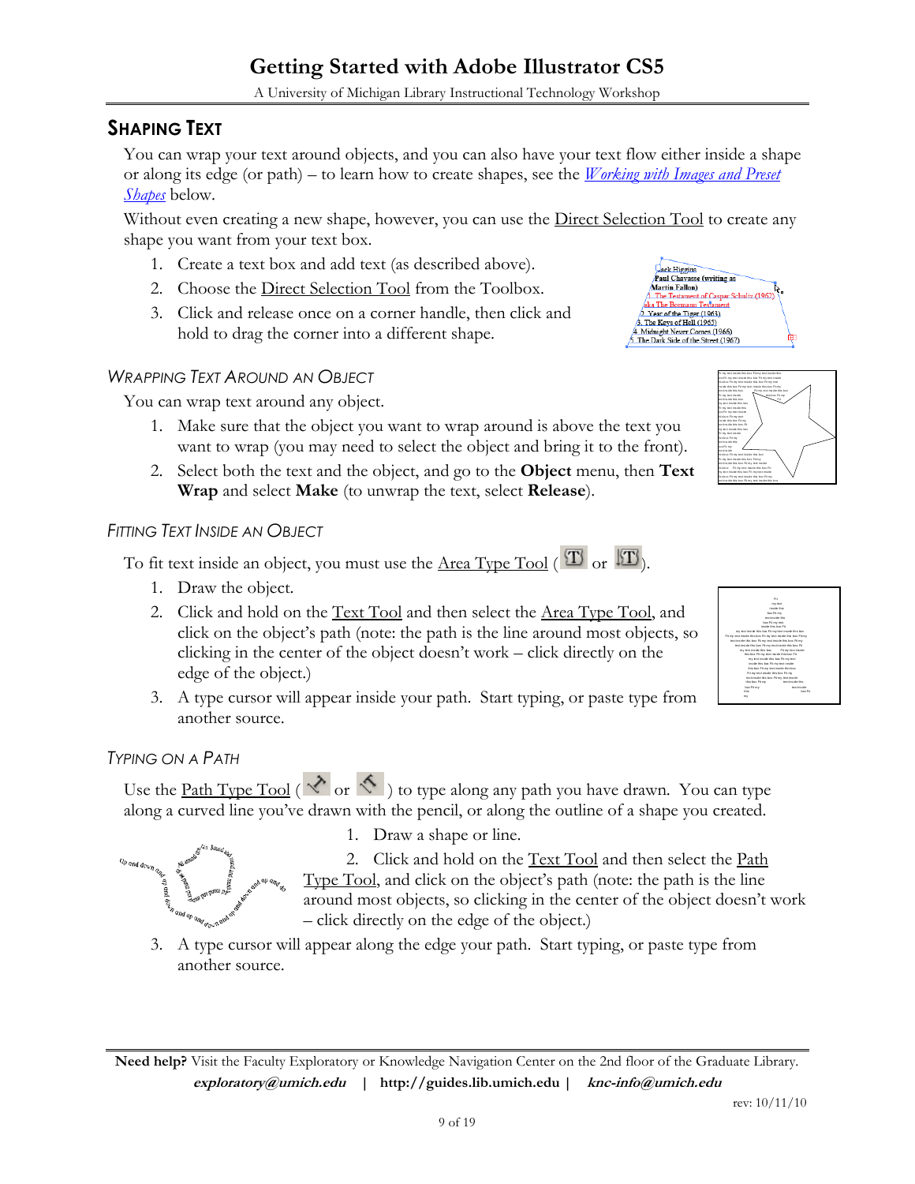## Shaping Text

You can wrap your text around objects, and you can also have your text flow either inside a shape or along its edge (or path) – to learn how to create shapes, see the *Working with Images and Preset Shapes* below.

Without even creating a new shape, however, you can use the Direct Selection Tool to create any shape you want from your text box.

1. Create a text box and add text (as described above).
2. Choose the Direct Selection Tool from the Toolbox.
3. Click and release once on a corner handle, then click and hold to drag the corner into a different shape.

### Wrapping Text Around an Object

You can wrap text around any object.

1. Make sure that the object you want to wrap around is above the text you want to wrap (you may need to select the object and bring it to the front).
2. Select both the text and the object, and go to the **Object** menu, then **Text Wrap** and select **Make** (to unwrap the text, select **Release**).

### Fitting Text Inside an Object

To fit text inside an object, you must use the Area Type Tool ( or ).

1. Draw the object.
2. Click and hold on the Text Tool and then select the Area Type Tool, and click on the object's path (note: the path is the line around most objects, so clicking in the center of the object doesn't work – click directly on the edge of the object.)
3. A type cursor will appear inside your path. Start typing, or paste type from another source.

### Typing on a Path

Use the Path Type Tool ( or ) to type along any path you have drawn. You can type along a curved line you've drawn with the pencil, or along the outline of a shape you created.

1. Draw a shape or line.
2. Click and hold on the Text Tool and then select the Path Type Tool, and click on the object's path (note: the path is the line around most objects, so clicking in the center of the object doesn't work – click directly on the edge of the object.)
3. A type cursor will appear along the edge your path. Start typing, or paste type from another source.

**Need help?** Visit the Faculty Exploratory or Knowledge Navigation Center on the 2nd floor of the Graduate Library.
***exploratory@umich.edu*** | **http://guides.lib.umich.edu** | ***knc-info@umich.edu***

rev: 10/11/10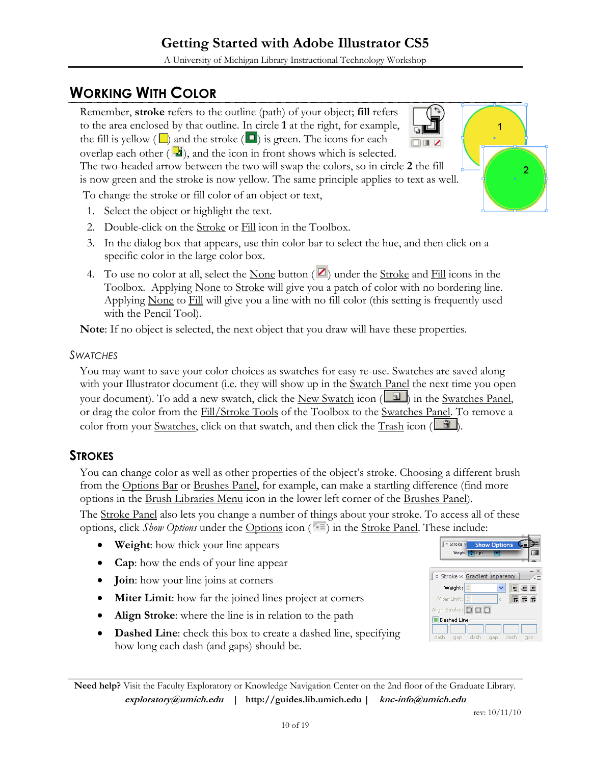## WORKING WITH COLOR

Remember, **stroke** refers to the outline (path) of your object; **fill** refers to the area enclosed by that outline. In circle **1** at the right, for example, the fill is yellow ( ) and the stroke ( ) is green. The icons for each overlap each other ( ), and the icon in front shows which is selected. The two-headed arrow between the two will swap the colors, so in circle **2** the fill is now green and the stroke is now yellow. The same principle applies to text as well.

To change the stroke or fill color of an object or text,

1. Select the object or highlight the text.
2. Double-click on the Stroke or Fill icon in the Toolbox.
3. In the dialog box that appears, use thin color bar to select the hue, and then click on a specific color in the large color box.
4. To use no color at all, select the None button ( ) under the Stroke and Fill icons in the Toolbox. Applying None to Stroke will give you a patch of color with no bordering line. Applying None to Fill will give you a line with no fill color (this setting is frequently used with the Pencil Tool).

**Note**: If no object is selected, the next object that you draw will have these properties.

### SWATCHES

You may want to save your color choices as swatches for easy re-use. Swatches are saved along with your Illustrator document (i.e. they will show up in the Swatch Panel the next time you open your document). To add a new swatch, click the New Swatch icon ( ) in the Swatches Panel, or drag the color from the Fill/Stroke Tools of the Toolbox to the Swatches Panel. To remove a color from your Swatches, click on that swatch, and then click the Trash icon ( ).

## STROKES

You can change color as well as other properties of the object's stroke. Choosing a different brush from the Options Bar or Brushes Panel, for example, can make a startling difference (find more options in the Brush Libraries Menu icon in the lower left corner of the Brushes Panel).

The Stroke Panel also lets you change a number of things about your stroke. To access all of these options, click *Show Options* under the Options icon ( ) in the Stroke Panel. These include:

- **Weight**: how thick your line appears
- **Cap**: how the ends of your line appear
- **Join**: how your line joins at corners
- **Miter Limit**: how far the joined lines project at corners
- **Align Stroke**: where the line is in relation to the path
- **Dashed Line**: check this box to create a dashed line, specifying how long each dash (and gaps) should be.

**Need help?** Visit the Faculty Exploratory or Knowledge Navigation Center on the 2nd floor of the Graduate Library.
***exploratory@umich.edu*** | **http://guides.lib.umich.edu** | ***knc-info@umich.edu***

rev: 10/11/10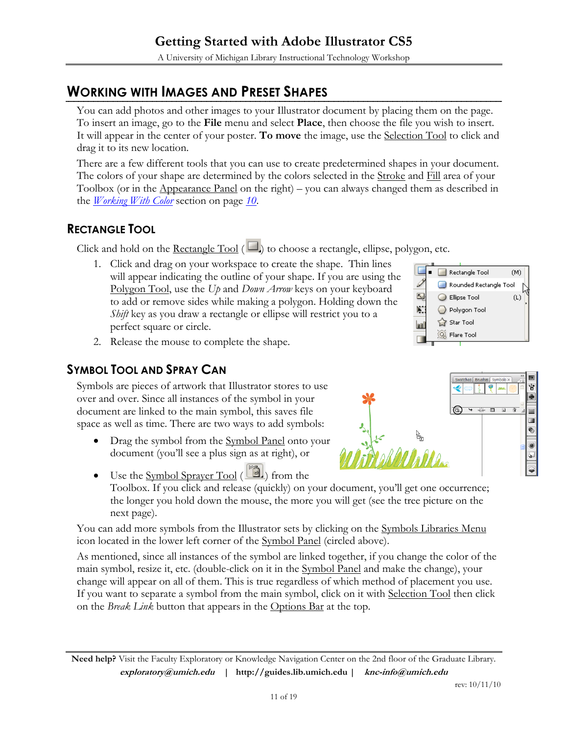## Working with Images and Preset Shapes

You can add photos and other images to your Illustrator document by placing them on the page. To insert an image, go to the **File** menu and select **Place**, then choose the file you wish to insert. It will appear in the center of your poster. **To move** the image, use the Selection Tool to click and drag it to its new location.

There are a few different tools that you can use to create predetermined shapes in your document. The colors of your shape are determined by the colors selected in the Stroke and Fill area of your Toolbox (or in the Appearance Panel on the right) – you can always changed them as described in the *Working With Color* section on page *10*.

### Rectangle Tool

Click and hold on the Rectangle Tool ( ) to choose a rectangle, ellipse, polygon, etc.

1. Click and drag on your workspace to create the shape. Thin lines will appear indicating the outline of your shape. If you are using the Polygon Tool, use the *Up* and *Down Arrow* keys on your keyboard to add or remove sides while making a polygon. Holding down the *Shift* key as you draw a rectangle or ellipse will restrict you to a perfect square or circle.
2. Release the mouse to complete the shape.

### Symbol Tool and Spray Can

Symbols are pieces of artwork that Illustrator stores to use over and over. Since all instances of the symbol in your document are linked to the main symbol, this saves file space as well as time. There are two ways to add symbols:

- Drag the symbol from the Symbol Panel onto your document (you'll see a plus sign as at right), or
- Use the Symbol Sprayer Tool ( ) from the Toolbox. If you click and release (quickly) on your document, you'll get one occurrence; the longer you hold down the mouse, the more you will get (see the tree picture on the next page).

You can add more symbols from the Illustrator sets by clicking on the Symbols Libraries Menu icon located in the lower left corner of the Symbol Panel (circled above).

As mentioned, since all instances of the symbol are linked together, if you change the color of the main symbol, resize it, etc. (double-click on it in the Symbol Panel and make the change), your change will appear on all of them. This is true regardless of which method of placement you use. If you want to separate a symbol from the main symbol, click on it with Selection Tool then click on the *Break Link* button that appears in the Options Bar at the top.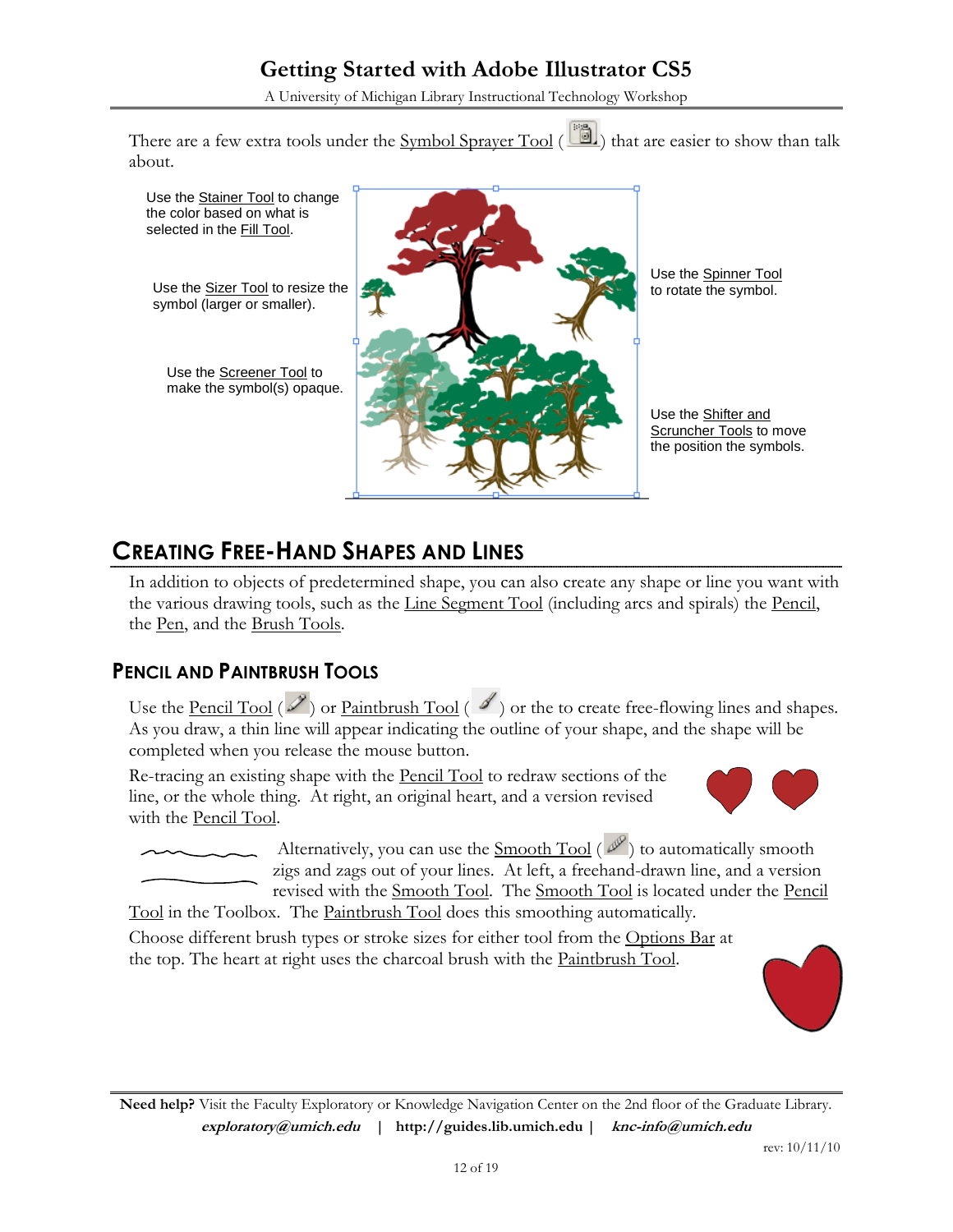There are a few extra tools under the Symbol Sprayer Tool ( ) that are easier to show than talk about.

Use the Stainer Tool to change the color based on what is selected in the Fill Tool.

Use the Sizer Tool to resize the symbol (larger or smaller).

Use the Screener Tool to make the symbol(s) opaque.

Use the Spinner Tool to rotate the symbol.

Use the Shifter and Scruncher Tools to move the position the symbols.

## Creating Free-Hand Shapes and Lines

In addition to objects of predetermined shape, you can also create any shape or line you want with the various drawing tools, such as the Line Segment Tool (including arcs and spirals) the Pencil, the Pen, and the Brush Tools.

### Pencil and Paintbrush Tools

Use the Pencil Tool ( ) or Paintbrush Tool ( ) or the to create free-flowing lines and shapes. As you draw, a thin line will appear indicating the outline of your shape, and the shape will be completed when you release the mouse button.

Re-tracing an existing shape with the Pencil Tool to redraw sections of the line, or the whole thing. At right, an original heart, and a version revised with the Pencil Tool.

Alternatively, you can use the Smooth Tool ( ) to automatically smooth zigs and zags out of your lines. At left, a freehand-drawn line, and a version revised with the Smooth Tool. The Smooth Tool is located under the Pencil Tool in the Toolbox. The Paintbrush Tool does this smoothing automatically.

Choose different brush types or stroke sizes for either tool from the Options Bar at the top. The heart at right uses the charcoal brush with the Paintbrush Tool.

**Need help?** Visit the Faculty Exploratory or Knowledge Navigation Center on the 2nd floor of the Graduate Library.
***exploratory@umich.edu*** | **http://guides.lib.umich.edu** | ***knc-info@umich.edu***

rev: 10/11/10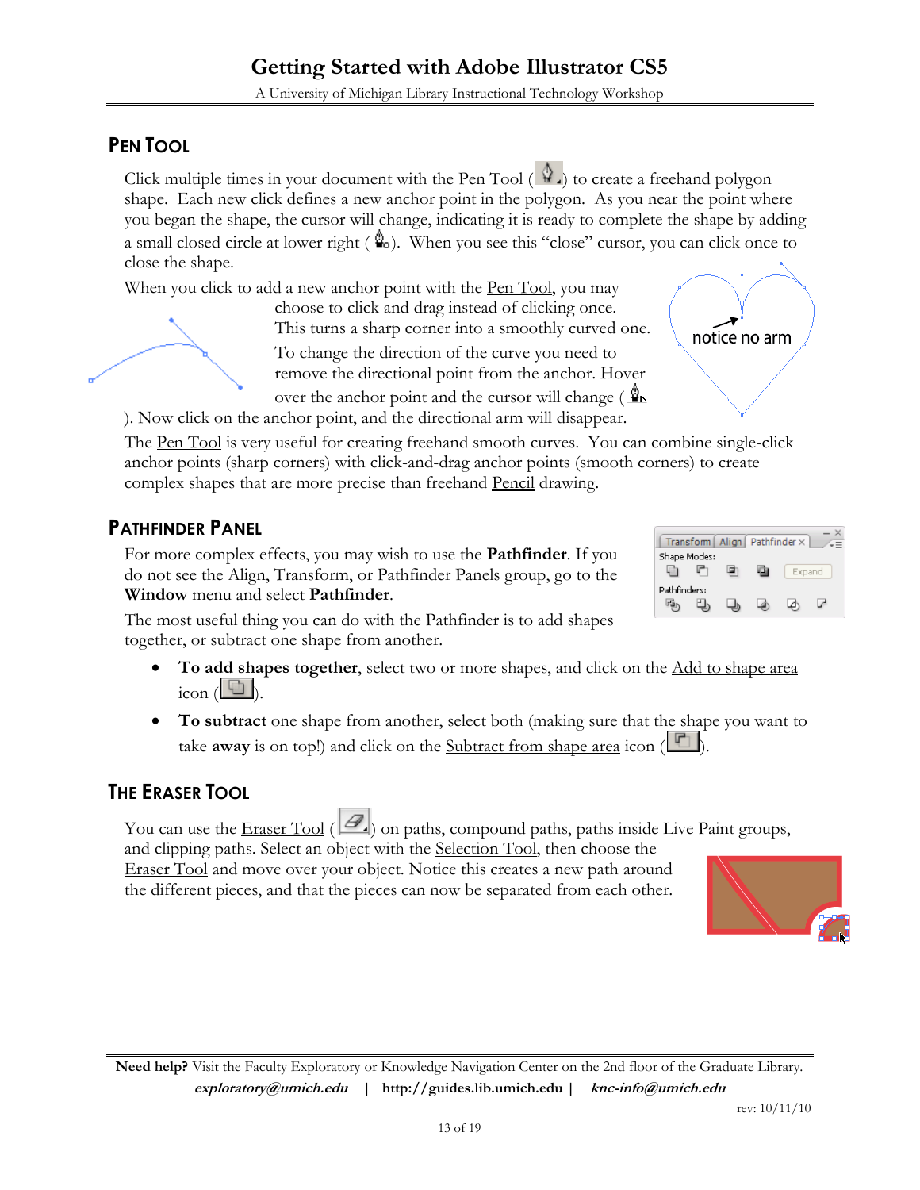## PEN TOOL

Click multiple times in your document with the Pen Tool ( ) to create a freehand polygon shape. Each new click defines a new anchor point in the polygon. As you near the point where you began the shape, the cursor will change, indicating it is ready to complete the shape by adding a small closed circle at lower right ( ). When you see this "close" cursor, you can click once to close the shape.

When you click to add a new anchor point with the Pen Tool, you may choose to click and drag instead of clicking once. This turns a sharp corner into a smoothly curved one. To change the direction of the curve you need to remove the directional point from the anchor. Hover over the anchor point and the cursor will change ( ). Now click on the anchor point, and the directional arm will disappear.

notice no arm

The Pen Tool is very useful for creating freehand smooth curves. You can combine single-click anchor points (sharp corners) with click-and-drag anchor points (smooth corners) to create complex shapes that are more precise than freehand Pencil drawing.

## PATHFINDER PANEL

For more complex effects, you may wish to use the **Pathfinder**. If you do not see the Align, Transform, or Pathfinder Panels group, go to the **Window** menu and select **Pathfinder**.

The most useful thing you can do with the Pathfinder is to add shapes together, or subtract one shape from another.

- **To add shapes together**, select two or more shapes, and click on the Add to shape area icon ( ).
- **To subtract** one shape from another, select both (making sure that the shape you want to take **away** is on top!) and click on the Subtract from shape area icon ( ).

## THE ERASER TOOL

You can use the Eraser Tool ( ) on paths, compound paths, paths inside Live Paint groups, and clipping paths. Select an object with the Selection Tool, then choose the Eraser Tool and move over your object. Notice this creates a new path around the different pieces, and that the pieces can now be separated from each other.

**Need help?** Visit the Faculty Exploratory or Knowledge Navigation Center on the 2nd floor of the Graduate Library.
***exploratory@umich.edu*** | **http://guides.lib.umich.edu** | ***knc-info@umich.edu***

rev: 10/11/10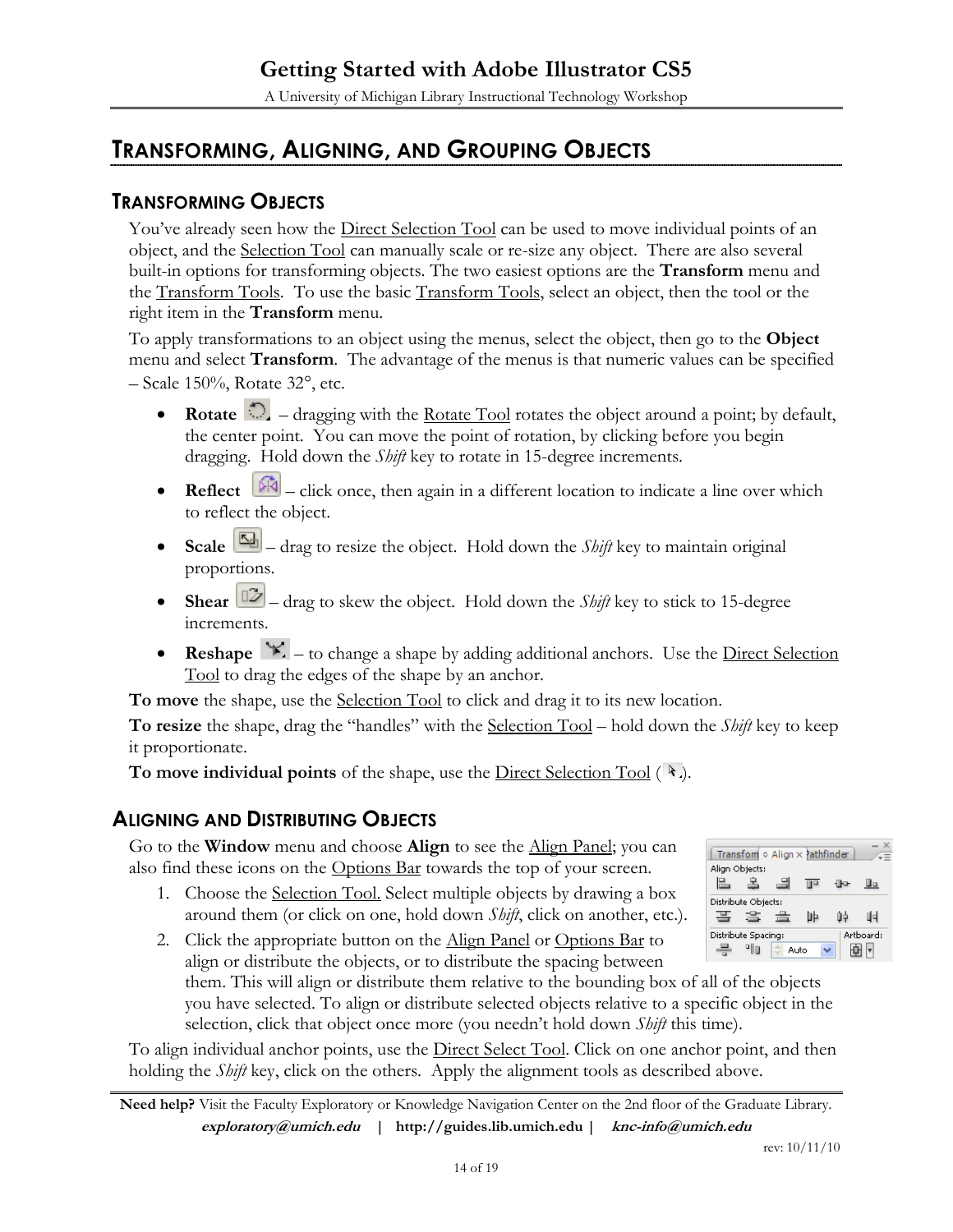## TRANSFORMING, ALIGNING, AND GROUPING OBJECTS

### TRANSFORMING OBJECTS

You've already seen how the Direct Selection Tool can be used to move individual points of an object, and the Selection Tool can manually scale or re-size any object. There are also several built-in options for transforming objects. The two easiest options are the **Transform** menu and the Transform Tools. To use the basic Transform Tools, select an object, then the tool or the right item in the **Transform** menu.

To apply transformations to an object using the menus, select the object, then go to the **Object** menu and select **Transform**. The advantage of the menus is that numeric values can be specified – Scale 150%, Rotate 32°, etc.

- **Rotate** – dragging with the Rotate Tool rotates the object around a point; by default, the center point. You can move the point of rotation, by clicking before you begin dragging. Hold down the *Shift* key to rotate in 15-degree increments.
- **Reflect** – click once, then again in a different location to indicate a line over which to reflect the object.
- **Scale** – drag to resize the object. Hold down the *Shift* key to maintain original proportions.
- **Shear** – drag to skew the object. Hold down the *Shift* key to stick to 15-degree increments.
- **Reshape** – to change a shape by adding additional anchors. Use the Direct Selection Tool to drag the edges of the shape by an anchor.

**To move** the shape, use the Selection Tool to click and drag it to its new location.

**To resize** the shape, drag the "handles" with the Selection Tool – hold down the *Shift* key to keep it proportionate.

**To move individual points** of the shape, use the Direct Selection Tool ( ).

### ALIGNING AND DISTRIBUTING OBJECTS

Go to the **Window** menu and choose **Align** to see the Align Panel; you can also find these icons on the Options Bar towards the top of your screen.

1. Choose the Selection Tool. Select multiple objects by drawing a box around them (or click on one, hold down *Shift*, click on another, etc.).
2. Click the appropriate button on the Align Panel or Options Bar to align or distribute the objects, or to distribute the spacing between them. This will align or distribute them relative to the bounding box of all of the objects you have selected. To align or distribute selected objects relative to a specific object in the selection, click that object once more (you needn't hold down *Shift* this time).

To align individual anchor points, use the Direct Select Tool. Click on one anchor point, and then holding the *Shift* key, click on the others. Apply the alignment tools as described above.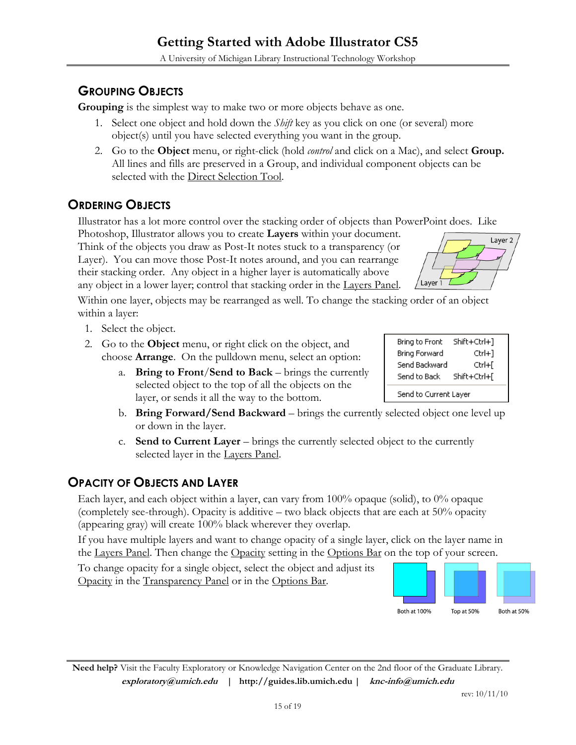## GROUPING OBJECTS

**Grouping** is the simplest way to make two or more objects behave as one.

1. Select one object and hold down the *Shift* key as you click on one (or several) more object(s) until you have selected everything you want in the group.
2. Go to the **Object** menu, or right-click (hold *control* and click on a Mac), and select **Group.** All lines and fills are preserved in a Group, and individual component objects can be selected with the Direct Selection Tool.

## ORDERING OBJECTS

Illustrator has a lot more control over the stacking order of objects than PowerPoint does. Like Photoshop, Illustrator allows you to create **Layers** within your document. Think of the objects you draw as Post-It notes stuck to a transparency (or Layer). You can move those Post-It notes around, and you can rearrange their stacking order. Any object in a higher layer is automatically above any object in a lower layer; control that stacking order in the Layers Panel.

Within one layer, objects may be rearranged as well. To change the stacking order of an object within a layer:

1. Select the object.
2. Go to the **Object** menu, or right click on the object, and choose **Arrange**. On the pulldown menu, select an option:
   a. **Bring to Front/Send to Back** – brings the currently selected object to the top of all the objects on the layer, or sends it all the way to the bottom.
   b. **Bring Forward/Send Backward** – brings the currently selected object one level up or down in the layer.
   c. **Send to Current Layer** – brings the currently selected object to the currently selected layer in the Layers Panel.

| Bring to Front | Shift+Ctrl+] |
|---|---|
| Bring Forward | Ctrl+] |
| Send Backward | Ctrl+[ |
| Send to Back | Shift+Ctrl+[ |
| Send to Current Layer | |

## OPACITY OF OBJECTS AND LAYER

Each layer, and each object within a layer, can vary from 100% opaque (solid), to 0% opaque (completely see-through). Opacity is additive – two black objects that are each at 50% opacity (appearing gray) will create 100% black wherever they overlap.

If you have multiple layers and want to change opacity of a single layer, click on the layer name in the Layers Panel. Then change the Opacity setting in the Options Bar on the top of your screen.

To change opacity for a single object, select the object and adjust its Opacity in the Transparency Panel or in the Options Bar.

Both at 100% Top at 50% Both at 50%

**Need help?** Visit the Faculty Exploratory or Knowledge Navigation Center on the 2nd floor of the Graduate Library.
***exploratory@umich.edu*** | **http://guides.lib.umich.edu** | ***knc-info@umich.edu***

rev: 10/11/10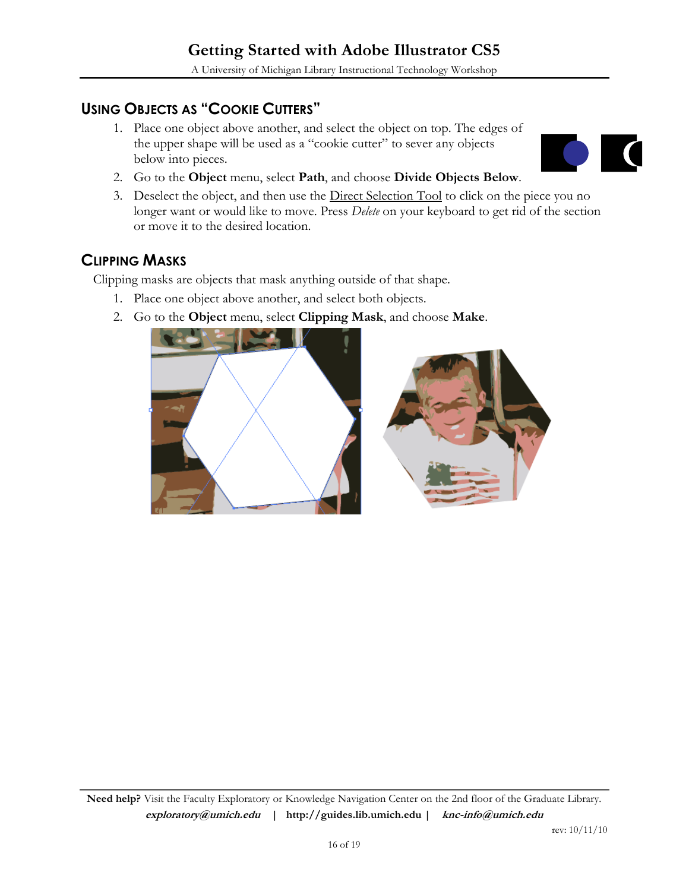## Using Objects as "Cookie Cutters"

1. Place one object above another, and select the object on top. The edges of the upper shape will be used as a "cookie cutter" to sever any objects below into pieces.
2. Go to the **Object** menu, select **Path**, and choose **Divide Objects Below**.
3. Deselect the object, and then use the Direct Selection Tool to click on the piece you no longer want or would like to move. Press *Delete* on your keyboard to get rid of the section or move it to the desired location.

## Clipping Masks

Clipping masks are objects that mask anything outside of that shape.

1. Place one object above another, and select both objects.
2. Go to the **Object** menu, select **Clipping Mask**, and choose **Make**.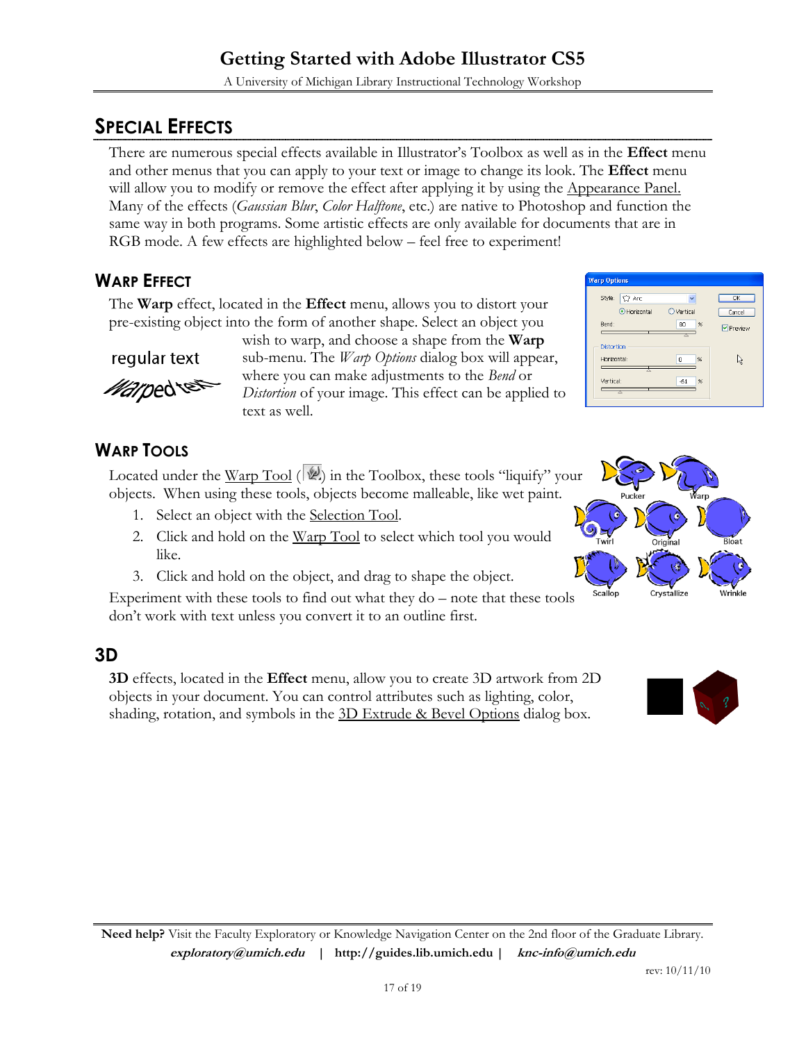## SPECIAL EFFECTS

There are numerous special effects available in Illustrator's Toolbox as well as in the **Effect** menu and other menus that you can apply to your text or image to change its look. The **Effect** menu will allow you to modify or remove the effect after applying it by using the Appearance Panel. Many of the effects (*Gaussian Blur*, *Color Halftone*, etc.) are native to Photoshop and function the same way in both programs. Some artistic effects are only available for documents that are in RGB mode. A few effects are highlighted below – feel free to experiment!

### WARP EFFECT

The **Warp** effect, located in the **Effect** menu, allows you to distort your pre-existing object into the form of another shape. Select an object you wish to warp, and choose a shape from the **Warp** sub-menu. The *Warp Options* dialog box will appear, where you can make adjustments to the *Bend* or *Distortion* of your image. This effect can be applied to text as well.

regular text

warped text

### WARP TOOLS

Located under the Warp Tool ( ) in the Toolbox, these tools "liquify" your objects. When using these tools, objects become malleable, like wet paint.

1. Select an object with the Selection Tool.
2. Click and hold on the Warp Tool to select which tool you would like.
3. Click and hold on the object, and drag to shape the object.

Experiment with these tools to find out what they do – note that these tools don't work with text unless you convert it to an outline first.

Pucker, Warp, Twirl, Original, Bloat, Scallop, Crystallize, Wrinkle

### 3D

**3D** effects, located in the **Effect** menu, allow you to create 3D artwork from 2D objects in your document. You can control attributes such as lighting, color, shading, rotation, and symbols in the 3D Extrude & Bevel Options dialog box.

**Need help?** Visit the Faculty Exploratory or Knowledge Navigation Center on the 2nd floor of the Graduate Library.
***exploratory@umich.edu*** | **http://guides.lib.umich.edu** | ***knc-info@umich.edu***

rev: 10/11/10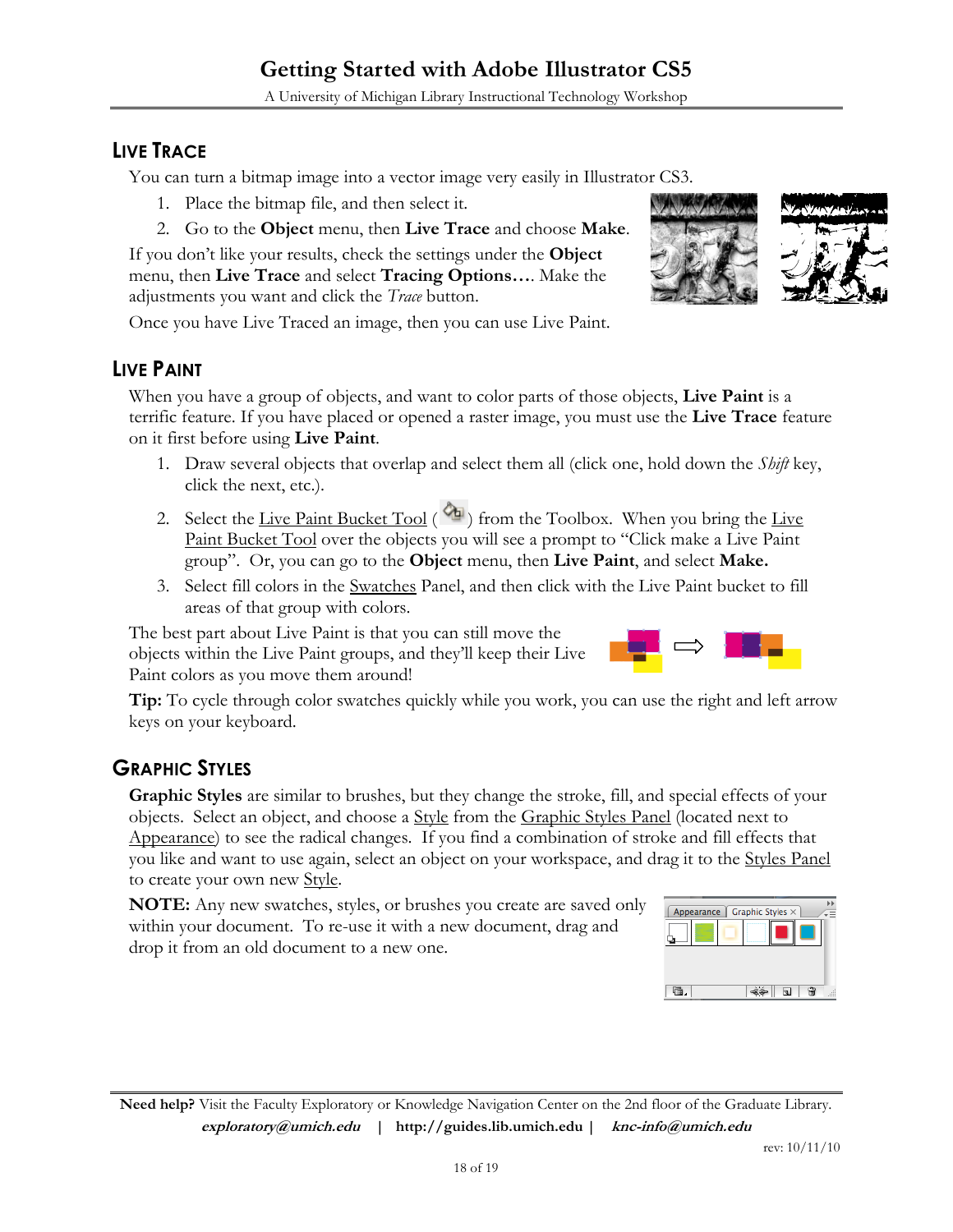## Live Trace

You can turn a bitmap image into a vector image very easily in Illustrator CS3.

1. Place the bitmap file, and then select it.
2. Go to the **Object** menu, then **Live Trace** and choose **Make**.

If you don't like your results, check the settings under the **Object** menu, then **Live Trace** and select **Tracing Options…**. Make the adjustments you want and click the *Trace* button.

Once you have Live Traced an image, then you can use Live Paint.

## Live Paint

When you have a group of objects, and want to color parts of those objects, **Live Paint** is a terrific feature. If you have placed or opened a raster image, you must use the **Live Trace** feature on it first before using **Live Paint**.

1. Draw several objects that overlap and select them all (click one, hold down the *Shift* key, click the next, etc.).
2. Select the Live Paint Bucket Tool ( ) from the Toolbox. When you bring the Live Paint Bucket Tool over the objects you will see a prompt to "Click make a Live Paint group". Or, you can go to the **Object** menu, then **Live Paint**, and select **Make.**
3. Select fill colors in the Swatches Panel, and then click with the Live Paint bucket to fill areas of that group with colors.

The best part about Live Paint is that you can still move the objects within the Live Paint groups, and they'll keep their Live Paint colors as you move them around!

**Tip:** To cycle through color swatches quickly while you work, you can use the right and left arrow keys on your keyboard.

## Graphic Styles

**Graphic Styles** are similar to brushes, but they change the stroke, fill, and special effects of your objects. Select an object, and choose a Style from the Graphic Styles Panel (located next to Appearance) to see the radical changes. If you find a combination of stroke and fill effects that you like and want to use again, select an object on your workspace, and drag it to the Styles Panel to create your own new Style.

**NOTE:** Any new swatches, styles, or brushes you create are saved only within your document. To re-use it with a new document, drag and drop it from an old document to a new one.

**Need help?** Visit the Faculty Exploratory or Knowledge Navigation Center on the 2nd floor of the Graduate Library.
***exploratory@umich.edu*** | **http://guides.lib.umich.edu** | ***knc-info@umich.edu***

rev: 10/11/10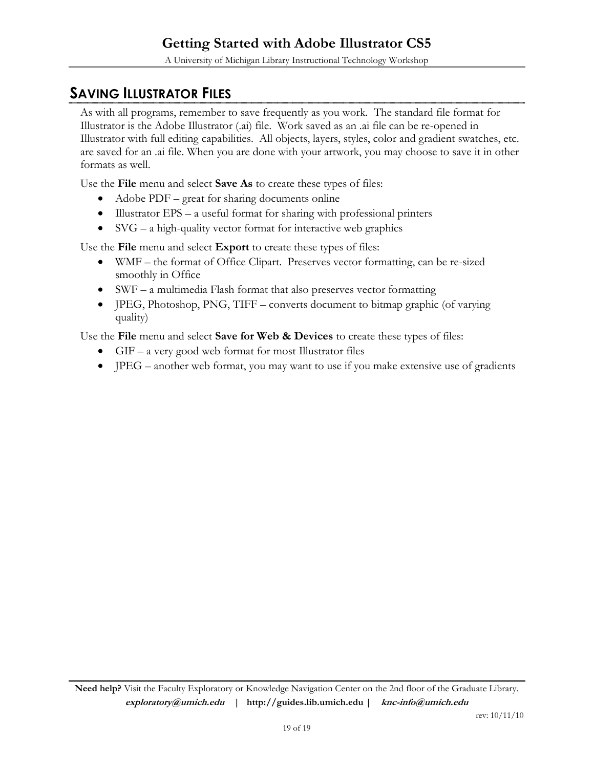## Saving Illustrator Files

As with all programs, remember to save frequently as you work. The standard file format for Illustrator is the Adobe Illustrator (.ai) file. Work saved as an .ai file can be re-opened in Illustrator with full editing capabilities. All objects, layers, styles, color and gradient swatches, etc. are saved for an .ai file. When you are done with your artwork, you may choose to save it in other formats as well.

Use the **File** menu and select **Save As** to create these types of files:

- Adobe PDF – great for sharing documents online
- Illustrator EPS – a useful format for sharing with professional printers
- SVG – a high-quality vector format for interactive web graphics

Use the **File** menu and select **Export** to create these types of files:

- WMF – the format of Office Clipart. Preserves vector formatting, can be re-sized smoothly in Office
- SWF – a multimedia Flash format that also preserves vector formatting
- JPEG, Photoshop, PNG, TIFF – converts document to bitmap graphic (of varying quality)

Use the **File** menu and select **Save for Web & Devices** to create these types of files:

- GIF – a very good web format for most Illustrator files
- JPEG – another web format, you may want to use if you make extensive use of gradients